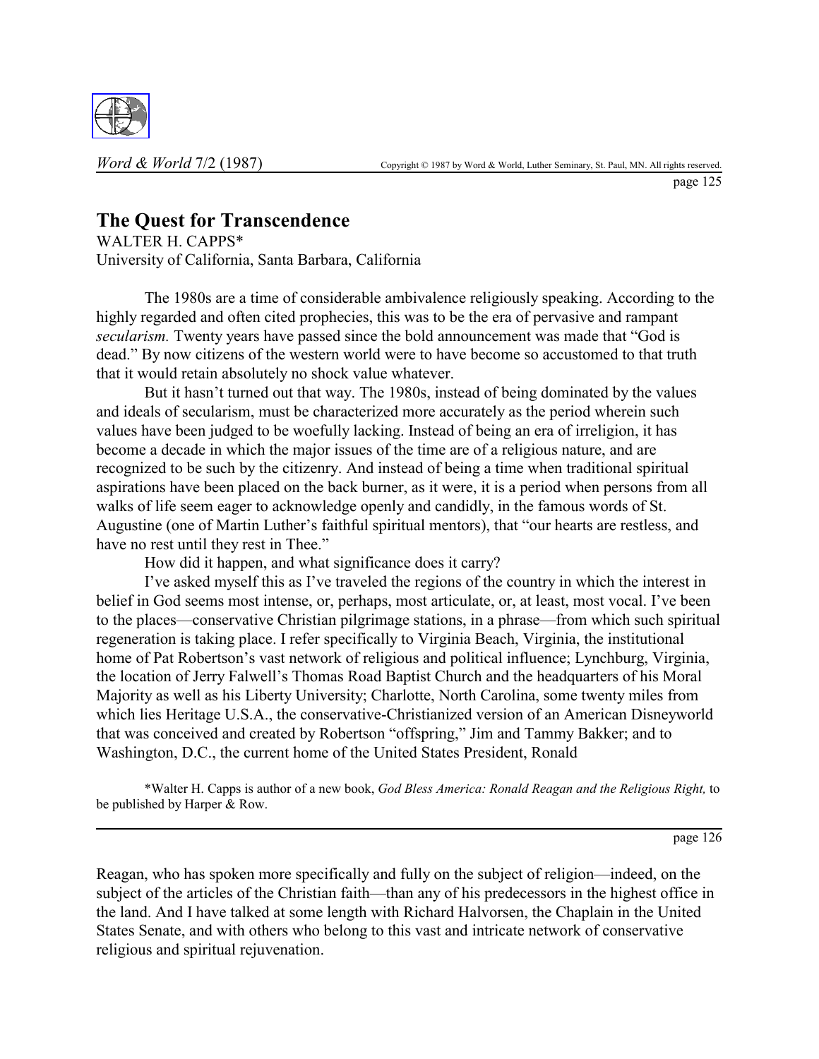# The Quest for Transcendence

WALTER H. CAPPS*
University of California, Santa Barbara, California

The 1980s are a time of considerable ambivalence religiously speaking. According to the highly regarded and often cited prophecies, this was to be the era of pervasive and rampant *secularism.* Twenty years have passed since the bold announcement was made that "God is dead." By now citizens of the western world were to have become so accustomed to that truth that it would retain absolutely no shock value whatever.

But it hasn't turned out that way. The 1980s, instead of being dominated by the values and ideals of secularism, must be characterized more accurately as the period wherein such values have been judged to be woefully lacking. Instead of being an era of irreligion, it has become a decade in which the major issues of the time are of a religious nature, and are recognized to be such by the citizenry. And instead of being a time when traditional spiritual aspirations have been placed on the back burner, as it were, it is a period when persons from all walks of life seem eager to acknowledge openly and candidly, in the famous words of St. Augustine (one of Martin Luther's faithful spiritual mentors), that "our hearts are restless, and have no rest until they rest in Thee."

How did it happen, and what significance does it carry?

I've asked myself this as I've traveled the regions of the country in which the interest in belief in God seems most intense, or, perhaps, most articulate, or, at least, most vocal. I've been to the places—conservative Christian pilgrimage stations, in a phrase—from which such spiritual regeneration is taking place. I refer specifically to Virginia Beach, Virginia, the institutional home of Pat Robertson's vast network of religious and political influence; Lynchburg, Virginia, the location of Jerry Falwell's Thomas Road Baptist Church and the headquarters of his Moral Majority as well as his Liberty University; Charlotte, North Carolina, some twenty miles from which lies Heritage U.S.A., the conservative-Christianized version of an American Disneyworld that was conceived and created by Robertson "offspring," Jim and Tammy Bakker; and to Washington, D.C., the current home of the United States President, Ronald Reagan, who has spoken more specifically and fully on the subject of religion—indeed, on the subject of the articles of the Christian faith—than any of his predecessors in the highest office in the land. And I have talked at some length with Richard Halvorsen, the Chaplain in the United States Senate, and with others who belong to this vast and intricate network of conservative religious and spiritual rejuvenation.

*Walter H. Capps is author of a new book, *God Bless America: Ronald Reagan and the Religious Right,* to be published by Harper & Row.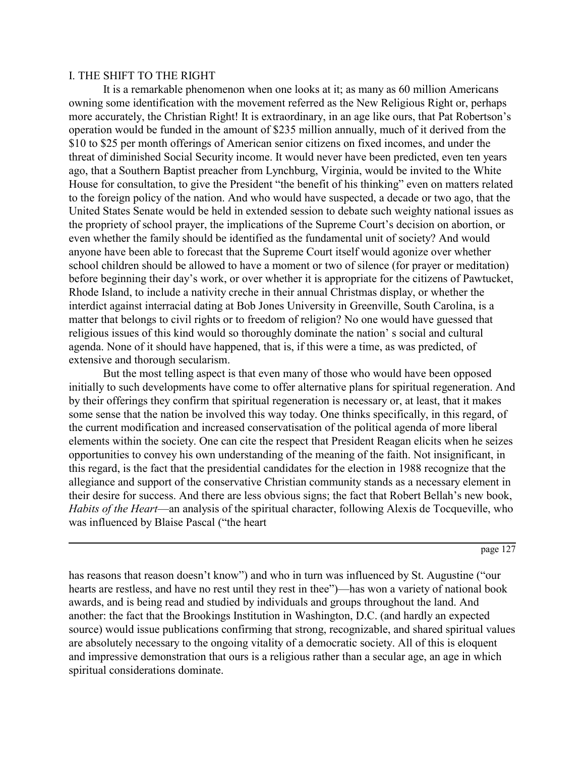## I. THE SHIFT TO THE RIGHT

It is a remarkable phenomenon when one looks at it; as many as 60 million Americans owning some identification with the movement referred as the New Religious Right or, perhaps more accurately, the Christian Right! It is extraordinary, in an age like ours, that Pat Robertson's operation would be funded in the amount of $235 million annually, much of it derived from the $10 to $25 per month offerings of American senior citizens on fixed incomes, and under the threat of diminished Social Security income. It would never have been predicted, even ten years ago, that a Southern Baptist preacher from Lynchburg, Virginia, would be invited to the White House for consultation, to give the President "the benefit of his thinking" even on matters related to the foreign policy of the nation. And who would have suspected, a decade or two ago, that the United States Senate would be held in extended session to debate such weighty national issues as the propriety of school prayer, the implications of the Supreme Court's decision on abortion, or even whether the family should be identified as the fundamental unit of society? And would anyone have been able to forecast that the Supreme Court itself would agonize over whether school children should be allowed to have a moment or two of silence (for prayer or meditation) before beginning their day's work, or over whether it is appropriate for the citizens of Pawtucket, Rhode Island, to include a nativity creche in their annual Christmas display, or whether the interdict against interracial dating at Bob Jones University in Greenville, South Carolina, is a matter that belongs to civil rights or to freedom of religion? No one would have guessed that religious issues of this kind would so thoroughly dominate the nation' s social and cultural agenda. None of it should have happened, that is, if this were a time, as was predicted, of extensive and thorough secularism.

But the most telling aspect is that even many of those who would have been opposed initially to such developments have come to offer alternative plans for spiritual regeneration. And by their offerings they confirm that spiritual regeneration is necessary or, at least, that it makes some sense that the nation be involved this way today. One thinks specifically, in this regard, of the current modification and increased conservatisation of the political agenda of more liberal elements within the society. One can cite the respect that President Reagan elicits when he seizes opportunities to convey his own understanding of the meaning of the faith. Not insignificant, in this regard, is the fact that the presidential candidates for the election in 1988 recognize that the allegiance and support of the conservative Christian community stands as a necessary element in their desire for success. And there are less obvious signs; the fact that Robert Bellah's new book, *Habits of the Heart*—an analysis of the spiritual character, following Alexis de Tocqueville, who was influenced by Blaise Pascal ("the heart has reasons that reason doesn't know") and who in turn was influenced by St. Augustine ("our hearts are restless, and have no rest until they rest in thee")—has won a variety of national book awards, and is being read and studied by individuals and groups throughout the land. And another: the fact that the Brookings Institution in Washington, D.C. (and hardly an expected source) would issue publications confirming that strong, recognizable, and shared spiritual values are absolutely necessary to the ongoing vitality of a democratic society. All of this is eloquent and impressive demonstration that ours is a religious rather than a secular age, an age in which spiritual considerations dominate.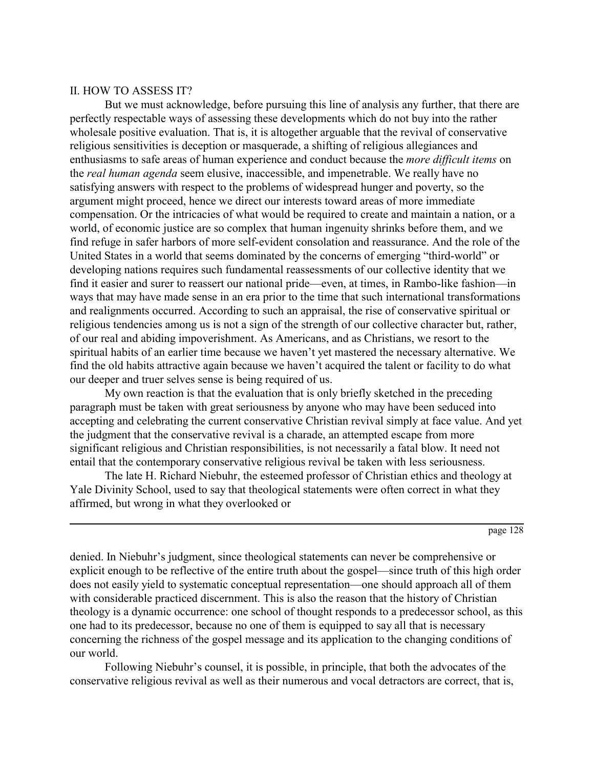## II. HOW TO ASSESS IT?

But we must acknowledge, before pursuing this line of analysis any further, that there are perfectly respectable ways of assessing these developments which do not buy into the rather wholesale positive evaluation. That is, it is altogether arguable that the revival of conservative religious sensitivities is deception or masquerade, a shifting of religious allegiances and enthusiasms to safe areas of human experience and conduct because the *more difficult items* on the *real human agenda* seem elusive, inaccessible, and impenetrable. We really have no satisfying answers with respect to the problems of widespread hunger and poverty, so the argument might proceed, hence we direct our interests toward areas of more immediate compensation. Or the intricacies of what would be required to create and maintain a nation, or a world, of economic justice are so complex that human ingenuity shrinks before them, and we find refuge in safer harbors of more self-evident consolation and reassurance. And the role of the United States in a world that seems dominated by the concerns of emerging "third-world" or developing nations requires such fundamental reassessments of our collective identity that we find it easier and surer to reassert our national pride—even, at times, in Rambo-like fashion—in ways that may have made sense in an era prior to the time that such international transformations and realignments occurred. According to such an appraisal, the rise of conservative spiritual or religious tendencies among us is not a sign of the strength of our collective character but, rather, of our real and abiding impoverishment. As Americans, and as Christians, we resort to the spiritual habits of an earlier time because we haven't yet mastered the necessary alternative. We find the old habits attractive again because we haven't acquired the talent or facility to do what our deeper and truer selves sense is being required of us.

My own reaction is that the evaluation that is only briefly sketched in the preceding paragraph must be taken with great seriousness by anyone who may have been seduced into accepting and celebrating the current conservative Christian revival simply at face value. And yet the judgment that the conservative revival is a charade, an attempted escape from more significant religious and Christian responsibilities, is not necessarily a fatal blow. It need not entail that the contemporary conservative religious revival be taken with less seriousness.

The late H. Richard Niebuhr, the esteemed professor of Christian ethics and theology at Yale Divinity School, used to say that theological statements were often correct in what they affirmed, but wrong in what they overlooked or denied. In Niebuhr's judgment, since theological statements can never be comprehensive or explicit enough to be reflective of the entire truth about the gospel—since truth of this high order does not easily yield to systematic conceptual representation—one should approach all of them with considerable practiced discernment. This is also the reason that the history of Christian theology is a dynamic occurrence: one school of thought responds to a predecessor school, as this one had to its predecessor, because no one of them is equipped to say all that is necessary concerning the richness of the gospel message and its application to the changing conditions of our world.

Following Niebuhr's counsel, it is possible, in principle, that both the advocates of the conservative religious revival as well as their numerous and vocal detractors are correct, that is,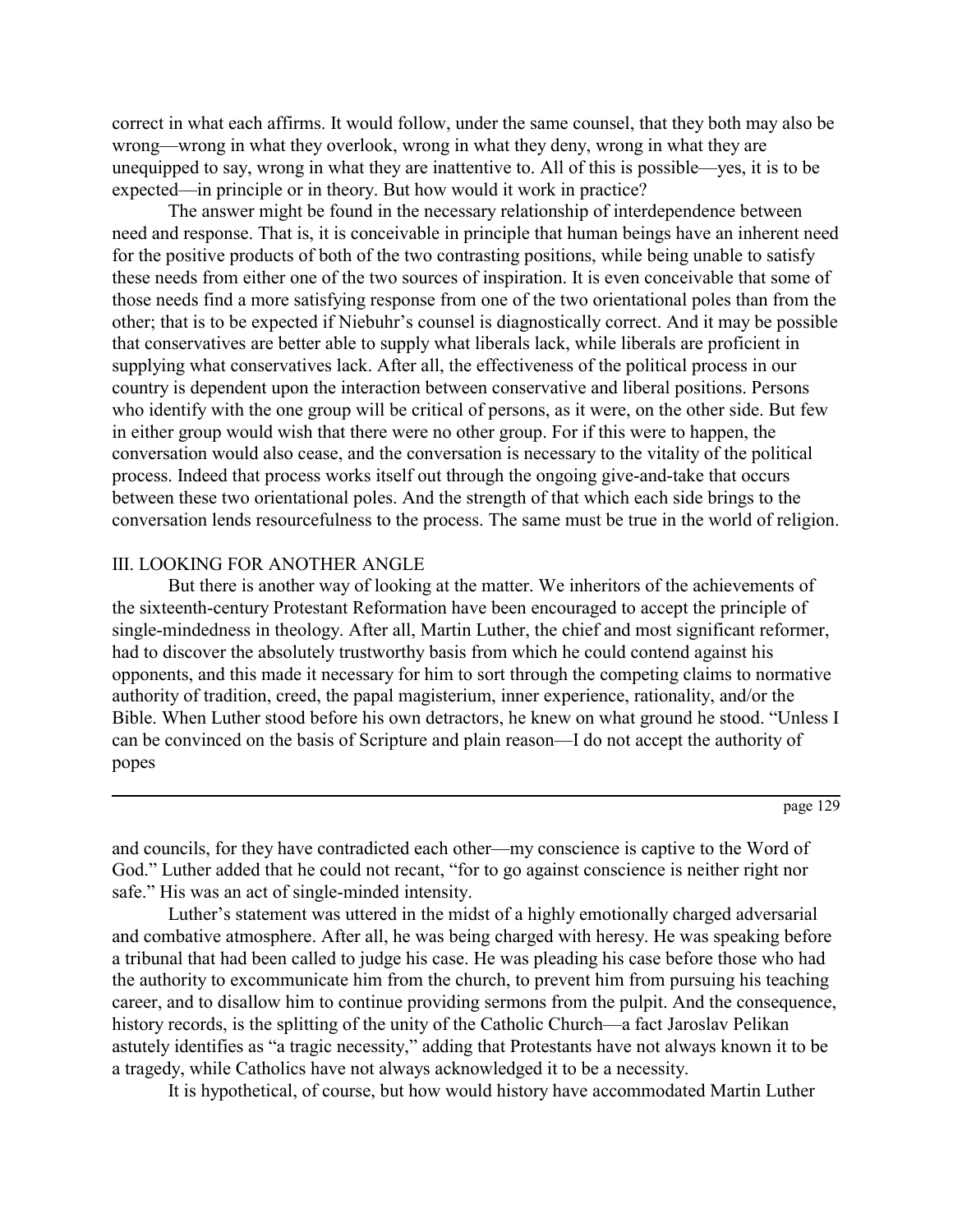correct in what each affirms. It would follow, under the same counsel, that they both may also be wrong—wrong in what they overlook, wrong in what they deny, wrong in what they are unequipped to say, wrong in what they are inattentive to. All of this is possible—yes, it is to be expected—in principle or in theory. But how would it work in practice?

The answer might be found in the necessary relationship of interdependence between need and response. That is, it is conceivable in principle that human beings have an inherent need for the positive products of both of the two contrasting positions, while being unable to satisfy these needs from either one of the two sources of inspiration. It is even conceivable that some of those needs find a more satisfying response from one of the two orientational poles than from the other; that is to be expected if Niebuhr's counsel is diagnostically correct. And it may be possible that conservatives are better able to supply what liberals lack, while liberals are proficient in supplying what conservatives lack. After all, the effectiveness of the political process in our country is dependent upon the interaction between conservative and liberal positions. Persons who identify with the one group will be critical of persons, as it were, on the other side. But few in either group would wish that there were no other group. For if this were to happen, the conversation would also cease, and the conversation is necessary to the vitality of the political process. Indeed that process works itself out through the ongoing give-and-take that occurs between these two orientational poles. And the strength of that which each side brings to the conversation lends resourcefulness to the process. The same must be true in the world of religion.

## III. LOOKING FOR ANOTHER ANGLE

But there is another way of looking at the matter. We inheritors of the achievements of the sixteenth-century Protestant Reformation have been encouraged to accept the principle of single-mindedness in theology. After all, Martin Luther, the chief and most significant reformer, had to discover the absolutely trustworthy basis from which he could contend against his opponents, and this made it necessary for him to sort through the competing claims to normative authority of tradition, creed, the papal magisterium, inner experience, rationality, and/or the Bible. When Luther stood before his own detractors, he knew on what ground he stood. "Unless I can be convinced on the basis of Scripture and plain reason—I do not accept the authority of popes and councils, for they have contradicted each other—my conscience is captive to the Word of God." Luther added that he could not recant, "for to go against conscience is neither right nor safe." His was an act of single-minded intensity.

Luther's statement was uttered in the midst of a highly emotionally charged adversarial and combative atmosphere. After all, he was being charged with heresy. He was speaking before a tribunal that had been called to judge his case. He was pleading his case before those who had the authority to excommunicate him from the church, to prevent him from pursuing his teaching career, and to disallow him to continue providing sermons from the pulpit. And the consequence, history records, is the splitting of the unity of the Catholic Church—a fact Jaroslav Pelikan astutely identifies as "a tragic necessity," adding that Protestants have not always known it to be a tragedy, while Catholics have not always acknowledged it to be a necessity.

It is hypothetical, of course, but how would history have accommodated Martin Luther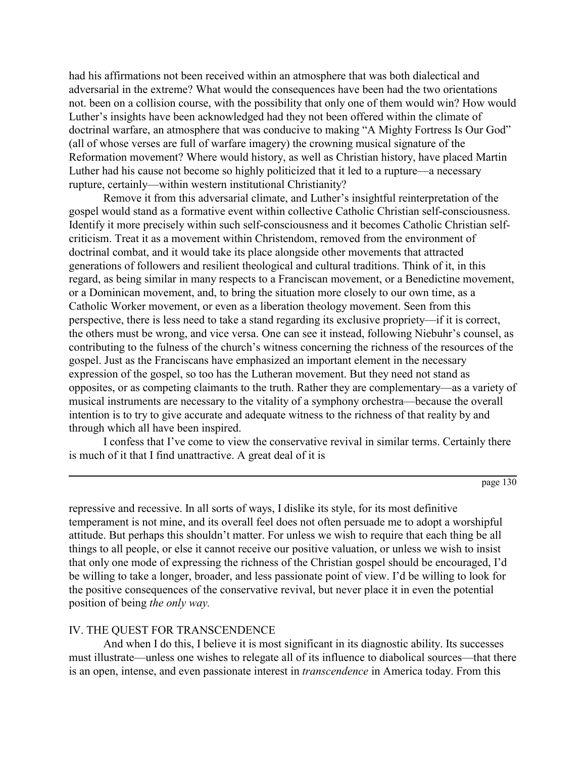had his affirmations not been received within an atmosphere that was both dialectical and adversarial in the extreme? What would the consequences have been had the two orientations not. been on a collision course, with the possibility that only one of them would win? How would Luther's insights have been acknowledged had they not been offered within the climate of doctrinal warfare, an atmosphere that was conducive to making "A Mighty Fortress Is Our God" (all of whose verses are full of warfare imagery) the crowning musical signature of the Reformation movement? Where would history, as well as Christian history, have placed Martin Luther had his cause not become so highly politicized that it led to a rupture—a necessary rupture, certainly—within western institutional Christianity?

Remove it from this adversarial climate, and Luther's insightful reinterpretation of the gospel would stand as a formative event within collective Catholic Christian self-consciousness. Identify it more precisely within such self-consciousness and it becomes Catholic Christian self-criticism. Treat it as a movement within Christendom, removed from the environment of doctrinal combat, and it would take its place alongside other movements that attracted generations of followers and resilient theological and cultural traditions. Think of it, in this regard, as being similar in many respects to a Franciscan movement, or a Benedictine movement, or a Dominican movement, and, to bring the situation more closely to our own time, as a Catholic Worker movement, or even as a liberation theology movement. Seen from this perspective, there is less need to take a stand regarding its exclusive propriety—if it is correct, the others must be wrong, and vice versa. One can see it instead, following Niebuhr's counsel, as contributing to the fulness of the church's witness concerning the richness of the resources of the gospel. Just as the Franciscans have emphasized an important element in the necessary expression of the gospel, so too has the Lutheran movement. But they need not stand as opposites, or as competing claimants to the truth. Rather they are complementary—as a variety of musical instruments are necessary to the vitality of a symphony orchestra—because the overall intention is to try to give accurate and adequate witness to the richness of that reality by and through which all have been inspired.

I confess that I've come to view the conservative revival in similar terms. Certainly there is much of it that I find unattractive. A great deal of it is repressive and recessive. In all sorts of ways, I dislike its style, for its most definitive temperament is not mine, and its overall feel does not often persuade me to adopt a worshipful attitude. But perhaps this shouldn't matter. For unless we wish to require that each thing be all things to all people, or else it cannot receive our positive valuation, or unless we wish to insist that only one mode of expressing the richness of the Christian gospel should be encouraged, I'd be willing to take a longer, broader, and less passionate point of view. I'd be willing to look for the positive consequences of the conservative revival, but never place it in even the potential position of being *the only way.*

## IV. THE QUEST FOR TRANSCENDENCE

And when I do this, I believe it is most significant in its diagnostic ability. Its successes must illustrate—unless one wishes to relegate all of its influence to diabolical sources—that there is an open, intense, and even passionate interest in *transcendence* in America today. From this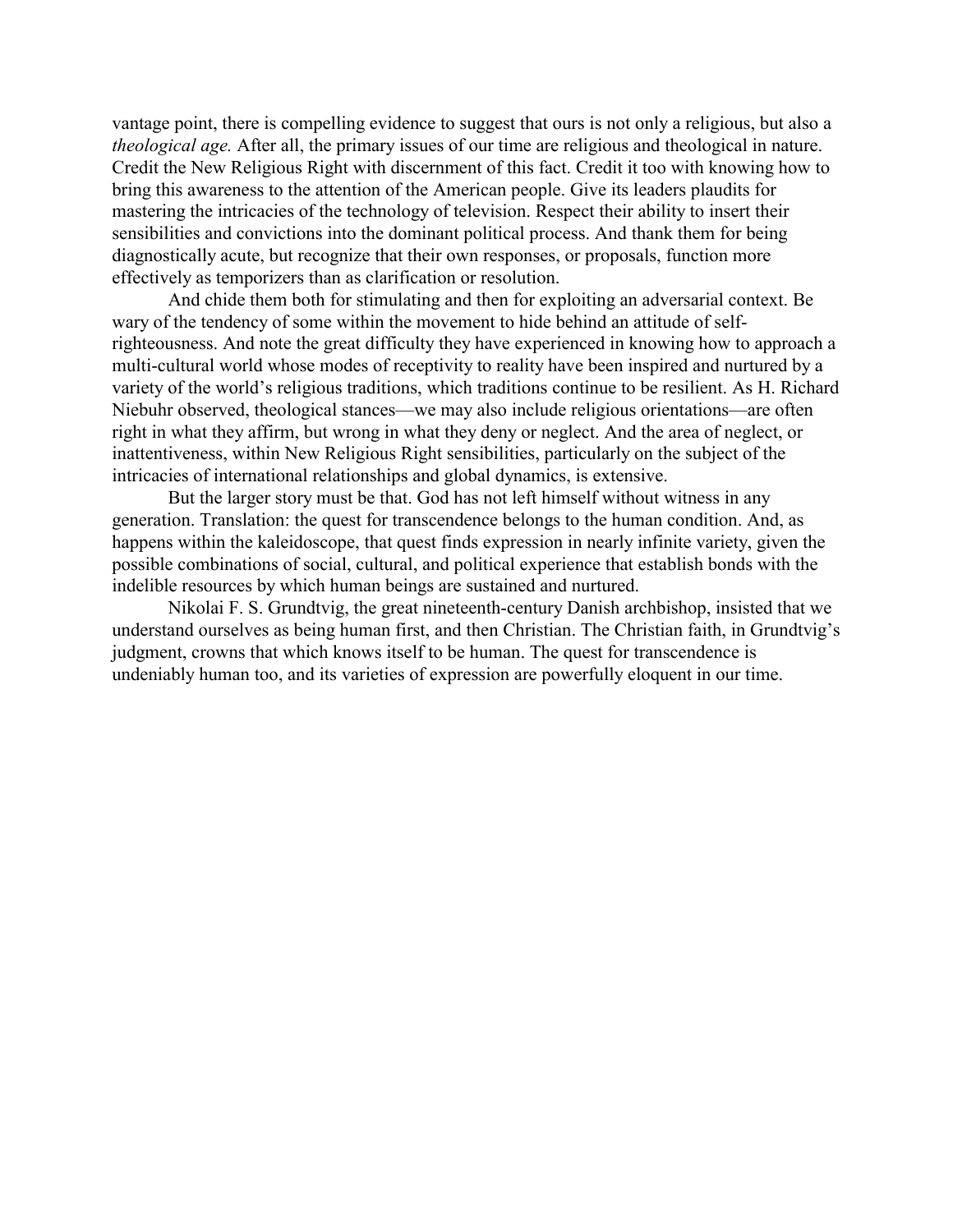vantage point, there is compelling evidence to suggest that ours is not only a religious, but also a *theological age.* After all, the primary issues of our time are religious and theological in nature. Credit the New Religious Right with discernment of this fact. Credit it too with knowing how to bring this awareness to the attention of the American people. Give its leaders plaudits for mastering the intricacies of the technology of television. Respect their ability to insert their sensibilities and convictions into the dominant political process. And thank them for being diagnostically acute, but recognize that their own responses, or proposals, function more effectively as temporizers than as clarification or resolution.

And chide them both for stimulating and then for exploiting an adversarial context. Be wary of the tendency of some within the movement to hide behind an attitude of self-righteousness. And note the great difficulty they have experienced in knowing how to approach a multi-cultural world whose modes of receptivity to reality have been inspired and nurtured by a variety of the world's religious traditions, which traditions continue to be resilient. As H. Richard Niebuhr observed, theological stances—we may also include religious orientations—are often right in what they affirm, but wrong in what they deny or neglect. And the area of neglect, or inattentiveness, within New Religious Right sensibilities, particularly on the subject of the intricacies of international relationships and global dynamics, is extensive.

But the larger story must be that. God has not left himself without witness in any generation. Translation: the quest for transcendence belongs to the human condition. And, as happens within the kaleidoscope, that quest finds expression in nearly infinite variety, given the possible combinations of social, cultural, and political experience that establish bonds with the indelible resources by which human beings are sustained and nurtured.

Nikolai F. S. Grundtvig, the great nineteenth-century Danish archbishop, insisted that we understand ourselves as being human first, and then Christian. The Christian faith, in Grundtvig's judgment, crowns that which knows itself to be human. The quest for transcendence is undeniably human too, and its varieties of expression are powerfully eloquent in our time.